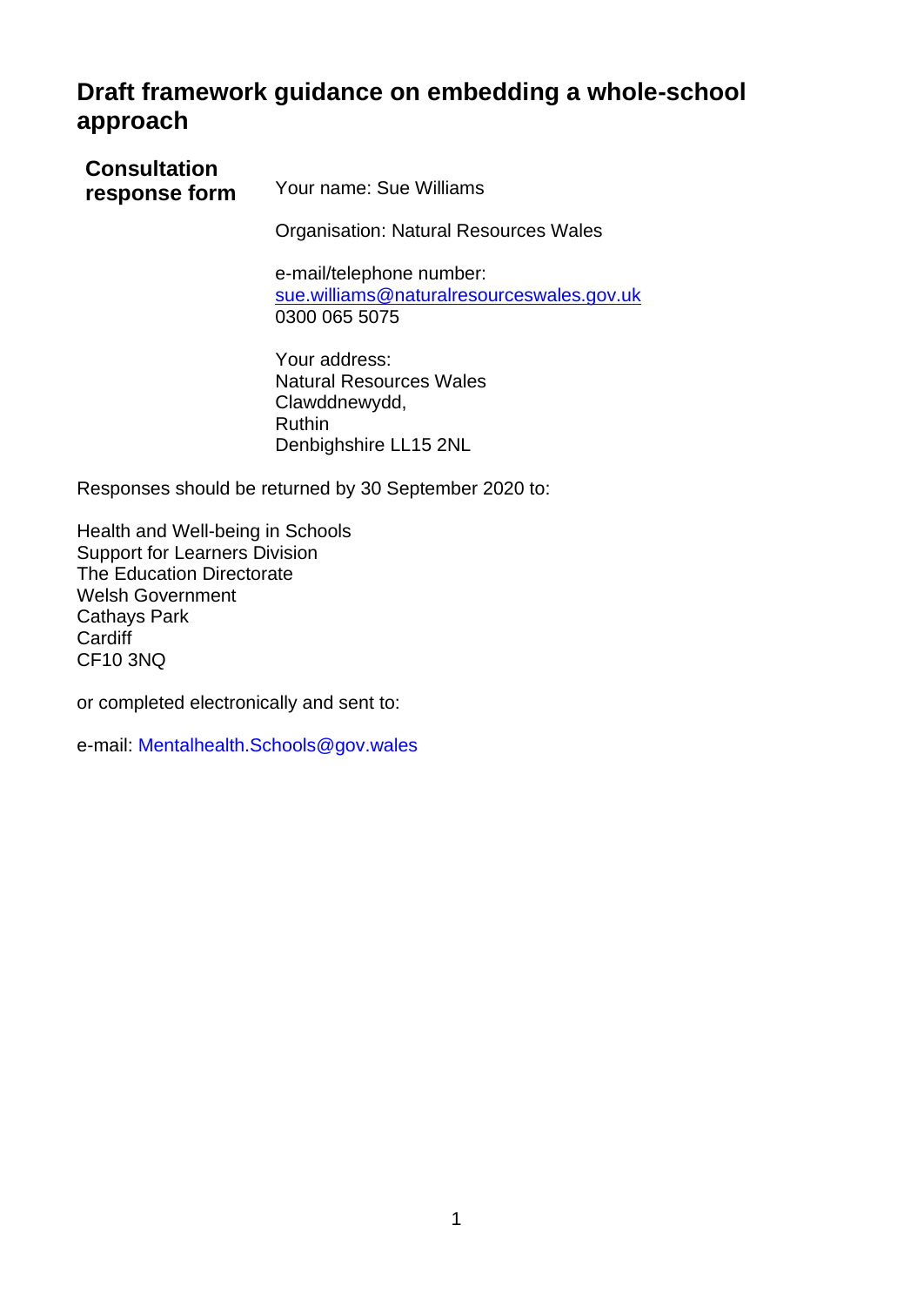# Draft framework guidance on embedding a whole-school approach

**Consultation response form**

Your name: Sue Williams

Organisation: Natural Resources Wales

e-mail/telephone number:
sue.williams@naturalresourceswales.gov.uk
0300 065 5075

Your address:
Natural Resources Wales
Clawddnewydd,
Ruthin
Denbighshire LL15 2NL

Responses should be returned by 30 September 2020 to:

Health and Well-being in Schools
Support for Learners Division
The Education Directorate
Welsh Government
Cathays Park
Cardiff
CF10 3NQ

or completed electronically and sent to:

e-mail: Mentalhealth.Schools@gov.wales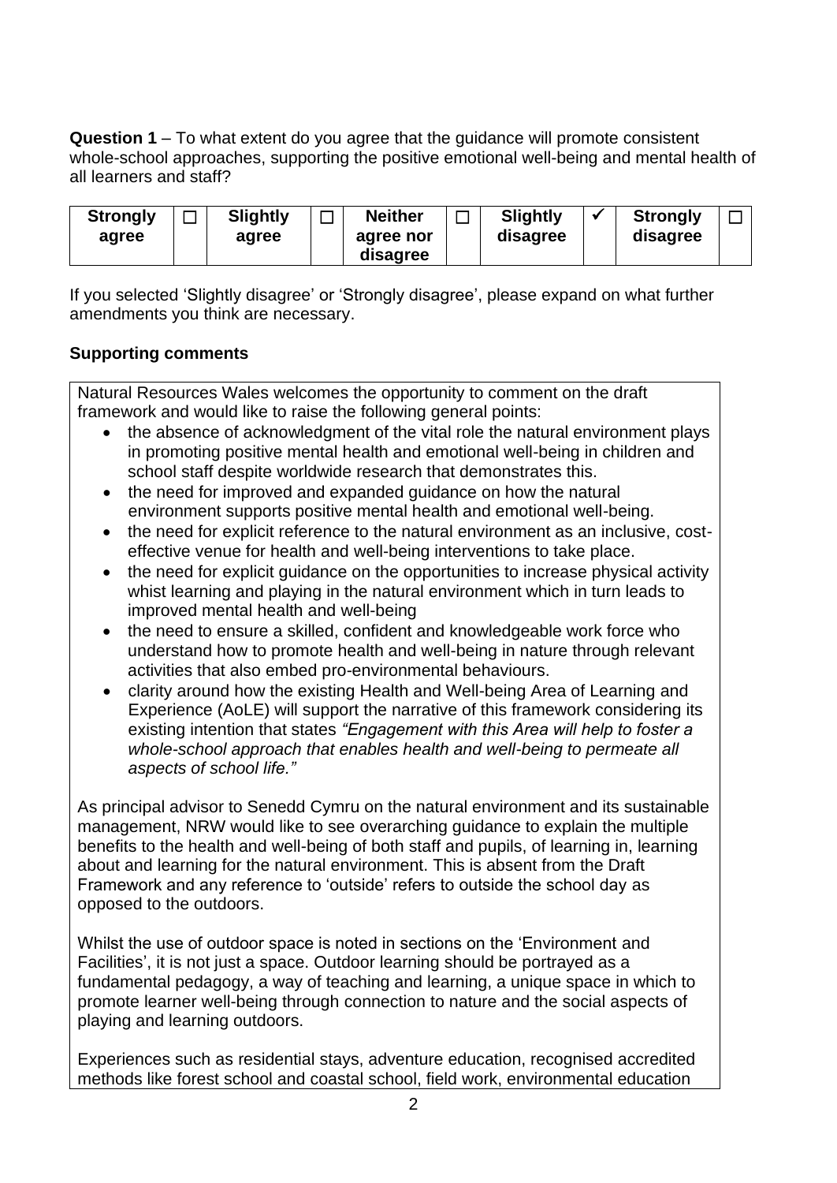**Question 1** – To what extent do you agree that the guidance will promote consistent whole-school approaches, supporting the positive emotional well-being and mental health of all learners and staff?

| Strongly agree | ☐ | Slightly agree | ☐ | Neither agree nor disagree | ☐ | Slightly disagree | ✔ | Strongly disagree | ☐ |
|---|---|---|---|---|---|---|---|---|---|

If you selected 'Slightly disagree' or 'Strongly disagree', please expand on what further amendments you think are necessary.

**Supporting comments**

Natural Resources Wales welcomes the opportunity to comment on the draft framework and would like to raise the following general points:

- the absence of acknowledgment of the vital role the natural environment plays in promoting positive mental health and emotional well-being in children and school staff despite worldwide research that demonstrates this.
- the need for improved and expanded guidance on how the natural environment supports positive mental health and emotional well-being.
- the need for explicit reference to the natural environment as an inclusive, cost-effective venue for health and well-being interventions to take place.
- the need for explicit guidance on the opportunities to increase physical activity whist learning and playing in the natural environment which in turn leads to improved mental health and well-being
- the need to ensure a skilled, confident and knowledgeable work force who understand how to promote health and well-being in nature through relevant activities that also embed pro-environmental behaviours.
- clarity around how the existing Health and Well-being Area of Learning and Experience (AoLE) will support the narrative of this framework considering its existing intention that states *"Engagement with this Area will help to foster a whole-school approach that enables health and well-being to permeate all aspects of school life."*

As principal advisor to Senedd Cymru on the natural environment and its sustainable management, NRW would like to see overarching guidance to explain the multiple benefits to the health and well-being of both staff and pupils, of learning in, learning about and learning for the natural environment. This is absent from the Draft Framework and any reference to 'outside' refers to outside the school day as opposed to the outdoors.

Whilst the use of outdoor space is noted in sections on the 'Environment and Facilities', it is not just a space. Outdoor learning should be portrayed as a fundamental pedagogy, a way of teaching and learning, a unique space in which to promote learner well-being through connection to nature and the social aspects of playing and learning outdoors.

Experiences such as residential stays, adventure education, recognised accredited methods like forest school and coastal school, field work, environmental education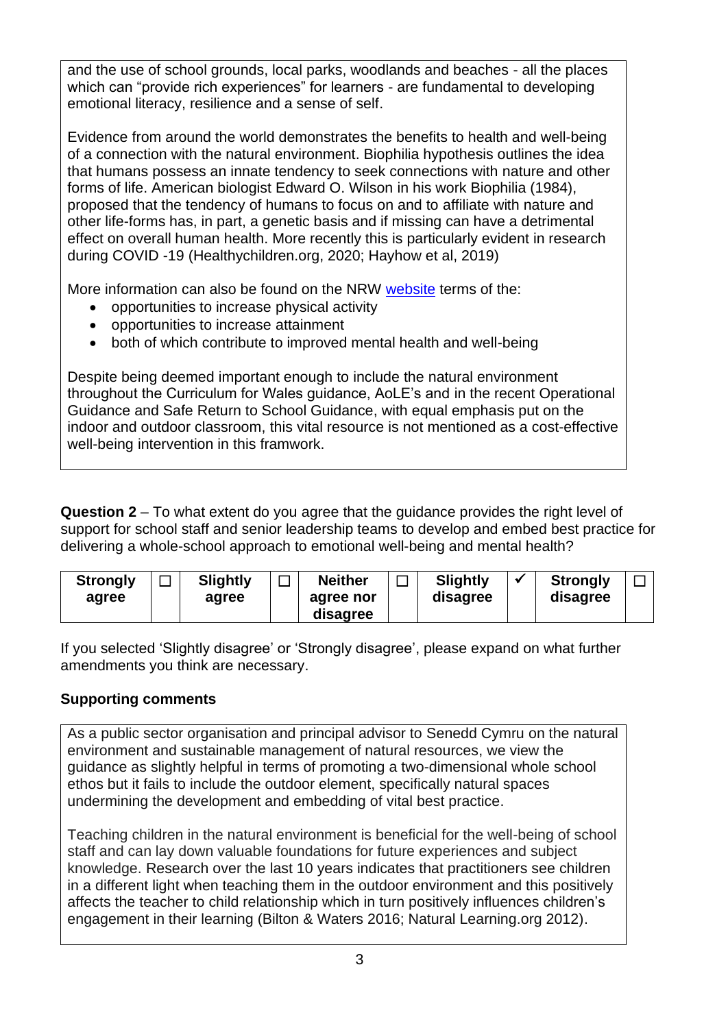and the use of school grounds, local parks, woodlands and beaches - all the places which can "provide rich experiences" for learners - are fundamental to developing emotional literacy, resilience and a sense of self.

Evidence from around the world demonstrates the benefits to health and well-being of a connection with the natural environment. Biophilia hypothesis outlines the idea that humans possess an innate tendency to seek connections with nature and other forms of life. American biologist Edward O. Wilson in his work Biophilia (1984), proposed that the tendency of humans to focus on and to affiliate with nature and other life-forms has, in part, a genetic basis and if missing can have a detrimental effect on overall human health. More recently this is particularly evident in research during COVID -19 (Healthychildren.org, 2020; Hayhow et al, 2019)

More information can also be found on the NRW website terms of the:

- opportunities to increase physical activity
- opportunities to increase attainment
- both of which contribute to improved mental health and well-being

Despite being deemed important enough to include the natural environment throughout the Curriculum for Wales guidance, AoLE's and in the recent Operational Guidance and Safe Return to School Guidance, with equal emphasis put on the indoor and outdoor classroom, this vital resource is not mentioned as a cost-effective well-being intervention in this framwork.

**Question 2** – To what extent do you agree that the guidance provides the right level of support for school staff and senior leadership teams to develop and embed best practice for delivering a whole-school approach to emotional well-being and mental health?

| Strongly agree | ☐ | Slightly agree | ☐ | Neither agree nor disagree | ☐ | Slightly disagree | ✔ | Strongly disagree | ☐ |
|---|---|---|---|---|---|---|---|---|---|

If you selected 'Slightly disagree' or 'Strongly disagree', please expand on what further amendments you think are necessary.

**Supporting comments**

As a public sector organisation and principal advisor to Senedd Cymru on the natural environment and sustainable management of natural resources, we view the guidance as slightly helpful in terms of promoting a two-dimensional whole school ethos but it fails to include the outdoor element, specifically natural spaces undermining the development and embedding of vital best practice.

Teaching children in the natural environment is beneficial for the well-being of school staff and can lay down valuable foundations for future experiences and subject knowledge. Research over the last 10 years indicates that practitioners see children in a different light when teaching them in the outdoor environment and this positively affects the teacher to child relationship which in turn positively influences children's engagement in their learning (Bilton & Waters 2016; Natural Learning.org 2012).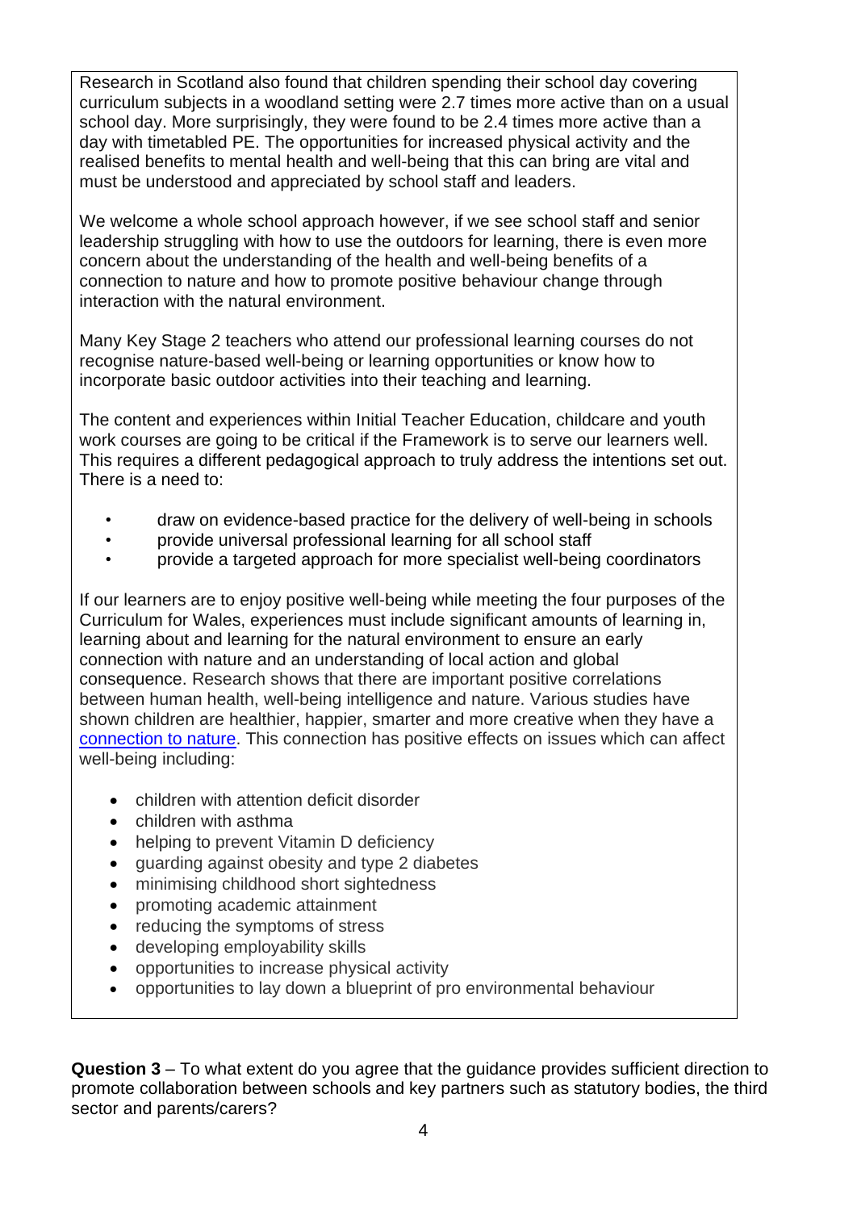Research in Scotland also found that children spending their school day covering curriculum subjects in a woodland setting were 2.7 times more active than on a usual school day. More surprisingly, they were found to be 2.4 times more active than a day with timetabled PE. The opportunities for increased physical activity and the realised benefits to mental health and well-being that this can bring are vital and must be understood and appreciated by school staff and leaders.

We welcome a whole school approach however, if we see school staff and senior leadership struggling with how to use the outdoors for learning, there is even more concern about the understanding of the health and well-being benefits of a connection to nature and how to promote positive behaviour change through interaction with the natural environment.

Many Key Stage 2 teachers who attend our professional learning courses do not recognise nature-based well-being or learning opportunities or know how to incorporate basic outdoor activities into their teaching and learning.

The content and experiences within Initial Teacher Education, childcare and youth work courses are going to be critical if the Framework is to serve our learners well. This requires a different pedagogical approach to truly address the intentions set out. There is a need to:

- draw on evidence-based practice for the delivery of well-being in schools
- provide universal professional learning for all school staff
- provide a targeted approach for more specialist well-being coordinators

If our learners are to enjoy positive well-being while meeting the four purposes of the Curriculum for Wales, experiences must include significant amounts of learning in, learning about and learning for the natural environment to ensure an early connection with nature and an understanding of local action and global consequence. Research shows that there are important positive correlations between human health, well-being intelligence and nature. Various studies have shown children are healthier, happier, smarter and more creative when they have a connection to nature. This connection has positive effects on issues which can affect well-being including:

- children with attention deficit disorder
- children with asthma
- helping to prevent Vitamin D deficiency
- guarding against obesity and type 2 diabetes
- minimising childhood short sightedness
- promoting academic attainment
- reducing the symptoms of stress
- developing employability skills
- opportunities to increase physical activity
- opportunities to lay down a blueprint of pro environmental behaviour

**Question 3** – To what extent do you agree that the guidance provides sufficient direction to promote collaboration between schools and key partners such as statutory bodies, the third sector and parents/carers?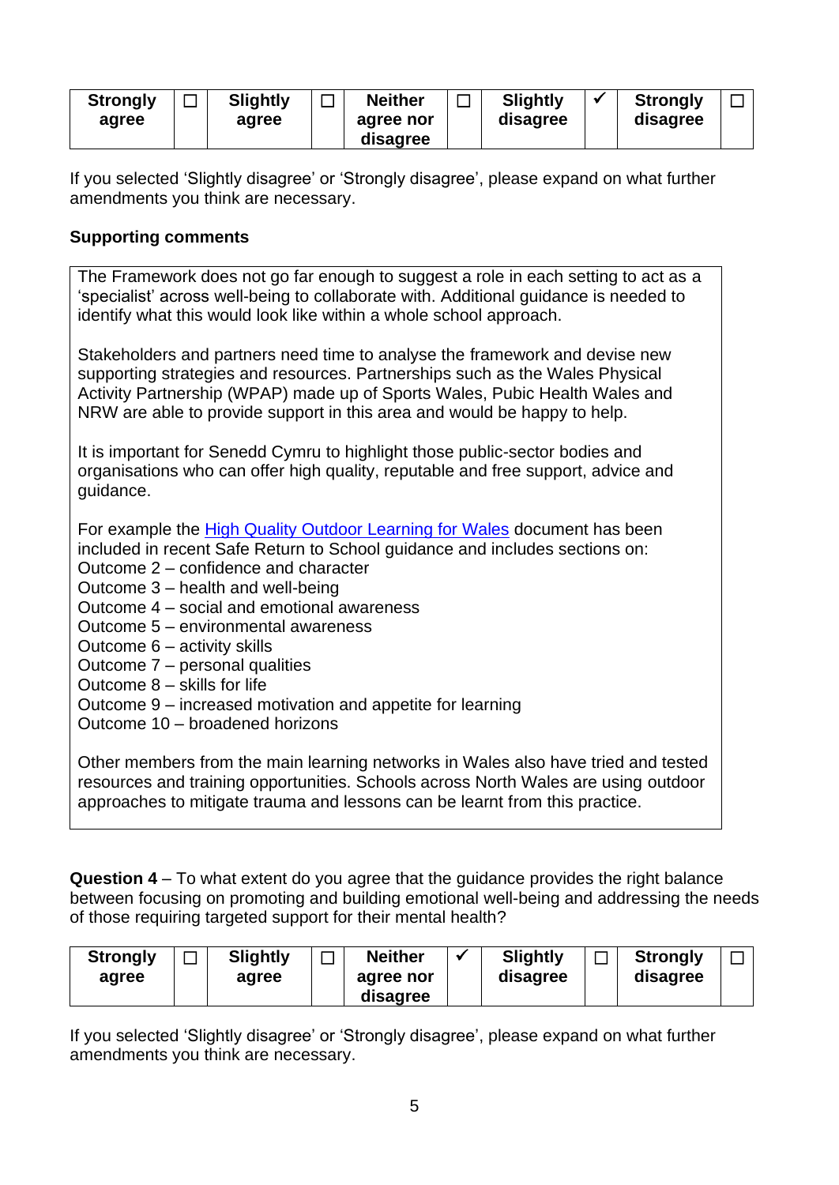| Strongly agree | ☐ | Slightly agree | ☐ | Neither agree nor disagree | ☐ | Slightly disagree | ✓ | Strongly disagree | ☐ |
|---|---|---|---|---|---|---|---|---|---|

If you selected 'Slightly disagree' or 'Strongly disagree', please expand on what further amendments you think are necessary.

**Supporting comments**

The Framework does not go far enough to suggest a role in each setting to act as a 'specialist' across well-being to collaborate with. Additional guidance is needed to identify what this would look like within a whole school approach.

Stakeholders and partners need time to analyse the framework and devise new supporting strategies and resources. Partnerships such as the Wales Physical Activity Partnership (WPAP) made up of Sports Wales, Pubic Health Wales and NRW are able to provide support in this area and would be happy to help.

It is important for Senedd Cymru to highlight those public-sector bodies and organisations who can offer high quality, reputable and free support, advice and guidance.

For example the High Quality Outdoor Learning for Wales document has been included in recent Safe Return to School guidance and includes sections on:
Outcome 2 – confidence and character
Outcome 3 – health and well-being
Outcome 4 – social and emotional awareness
Outcome 5 – environmental awareness
Outcome 6 – activity skills
Outcome 7 – personal qualities
Outcome 8 – skills for life
Outcome 9 – increased motivation and appetite for learning
Outcome 10 – broadened horizons

Other members from the main learning networks in Wales also have tried and tested resources and training opportunities. Schools across North Wales are using outdoor approaches to mitigate trauma and lessons can be learnt from this practice.

**Question 4** – To what extent do you agree that the guidance provides the right balance between focusing on promoting and building emotional well-being and addressing the needs of those requiring targeted support for their mental health?

| Strongly agree | ☐ | Slightly agree | ☐ | Neither agree nor disagree | ✓ | Slightly disagree | ☐ | Strongly disagree | ☐ |
|---|---|---|---|---|---|---|---|---|---|

If you selected 'Slightly disagree' or 'Strongly disagree', please expand on what further amendments you think are necessary.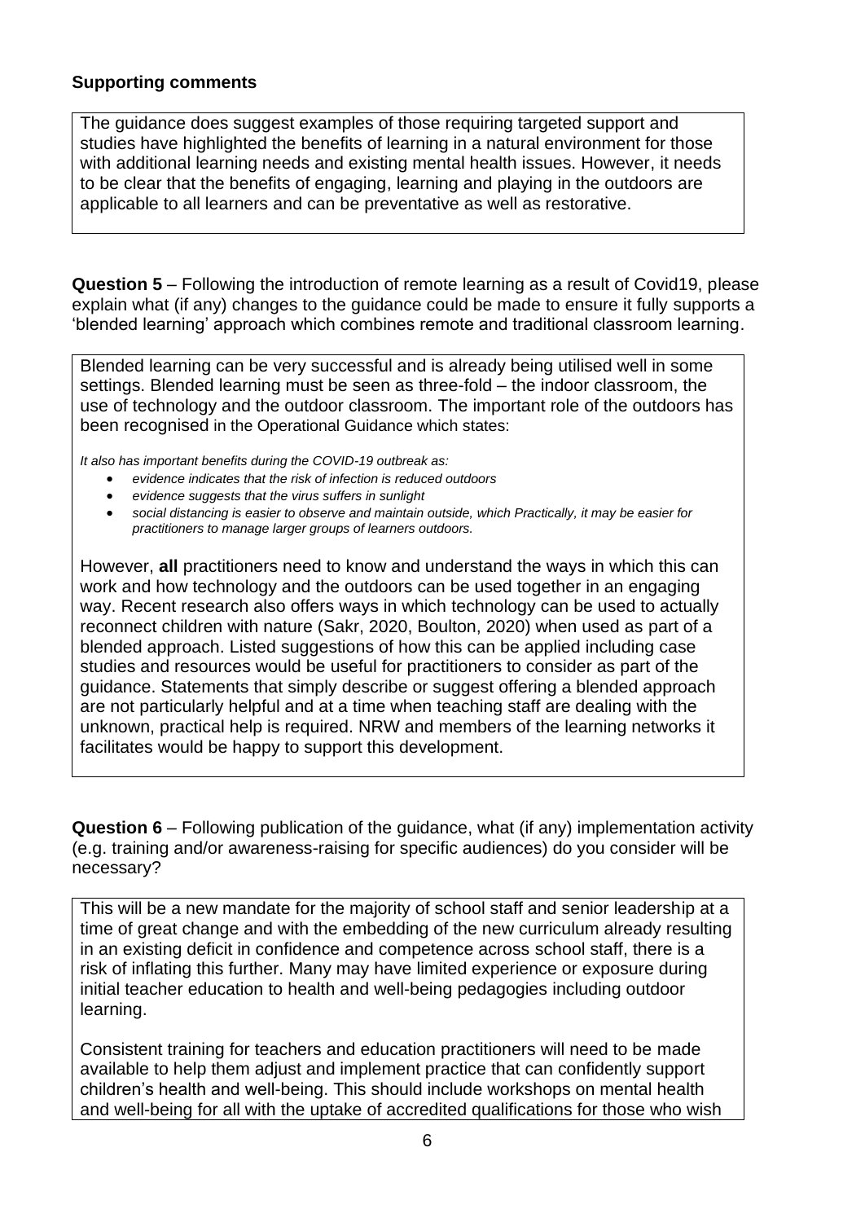**Supporting comments**

The guidance does suggest examples of those requiring targeted support and studies have highlighted the benefits of learning in a natural environment for those with additional learning needs and existing mental health issues. However, it needs to be clear that the benefits of engaging, learning and playing in the outdoors are applicable to all learners and can be preventative as well as restorative.

**Question 5** – Following the introduction of remote learning as a result of Covid19, please explain what (if any) changes to the guidance could be made to ensure it fully supports a 'blended learning' approach which combines remote and traditional classroom learning.

Blended learning can be very successful and is already being utilised well in some settings. Blended learning must be seen as three-fold – the indoor classroom, the use of technology and the outdoor classroom. The important role of the outdoors has been recognised in the Operational Guidance which states:

*It also has important benefits during the COVID-19 outbreak as:*

- *evidence indicates that the risk of infection is reduced outdoors*
- *evidence suggests that the virus suffers in sunlight*
- *social distancing is easier to observe and maintain outside, which Practically, it may be easier for practitioners to manage larger groups of learners outdoors.*

However, **all** practitioners need to know and understand the ways in which this can work and how technology and the outdoors can be used together in an engaging way. Recent research also offers ways in which technology can be used to actually reconnect children with nature (Sakr, 2020, Boulton, 2020) when used as part of a blended approach. Listed suggestions of how this can be applied including case studies and resources would be useful for practitioners to consider as part of the guidance. Statements that simply describe or suggest offering a blended approach are not particularly helpful and at a time when teaching staff are dealing with the unknown, practical help is required. NRW and members of the learning networks it facilitates would be happy to support this development.

**Question 6** – Following publication of the guidance, what (if any) implementation activity (e.g. training and/or awareness-raising for specific audiences) do you consider will be necessary?

This will be a new mandate for the majority of school staff and senior leadership at a time of great change and with the embedding of the new curriculum already resulting in an existing deficit in confidence and competence across school staff, there is a risk of inflating this further. Many may have limited experience or exposure during initial teacher education to health and well-being pedagogies including outdoor learning.

Consistent training for teachers and education practitioners will need to be made available to help them adjust and implement practice that can confidently support children's health and well-being. This should include workshops on mental health and well-being for all with the uptake of accredited qualifications for those who wish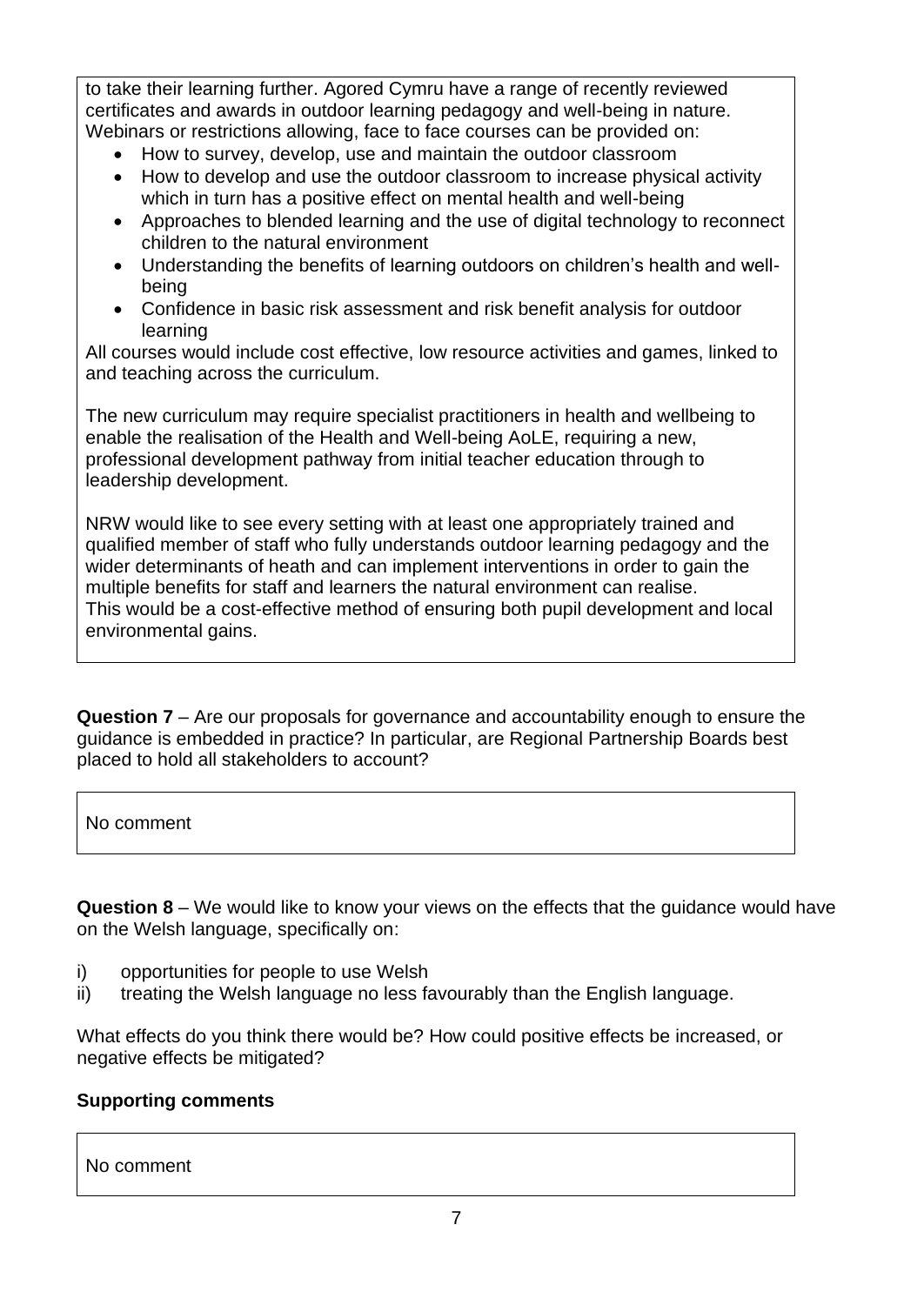to take their learning further. Agored Cymru have a range of recently reviewed certificates and awards in outdoor learning pedagogy and well-being in nature. Webinars or restrictions allowing, face to face courses can be provided on:

- How to survey, develop, use and maintain the outdoor classroom
- How to develop and use the outdoor classroom to increase physical activity which in turn has a positive effect on mental health and well-being
- Approaches to blended learning and the use of digital technology to reconnect children to the natural environment
- Understanding the benefits of learning outdoors on children's health and well-being
- Confidence in basic risk assessment and risk benefit analysis for outdoor learning

All courses would include cost effective, low resource activities and games, linked to and teaching across the curriculum.

The new curriculum may require specialist practitioners in health and wellbeing to enable the realisation of the Health and Well-being AoLE, requiring a new, professional development pathway from initial teacher education through to leadership development.

NRW would like to see every setting with at least one appropriately trained and qualified member of staff who fully understands outdoor learning pedagogy and the wider determinants of heath and can implement interventions in order to gain the multiple benefits for staff and learners the natural environment can realise.
This would be a cost-effective method of ensuring both pupil development and local environmental gains.

**Question 7** – Are our proposals for governance and accountability enough to ensure the guidance is embedded in practice? In particular, are Regional Partnership Boards best placed to hold all stakeholders to account?

No comment

**Question 8** – We would like to know your views on the effects that the guidance would have on the Welsh language, specifically on:

i) opportunities for people to use Welsh
ii) treating the Welsh language no less favourably than the English language.

What effects do you think there would be? How could positive effects be increased, or negative effects be mitigated?

**Supporting comments**

No comment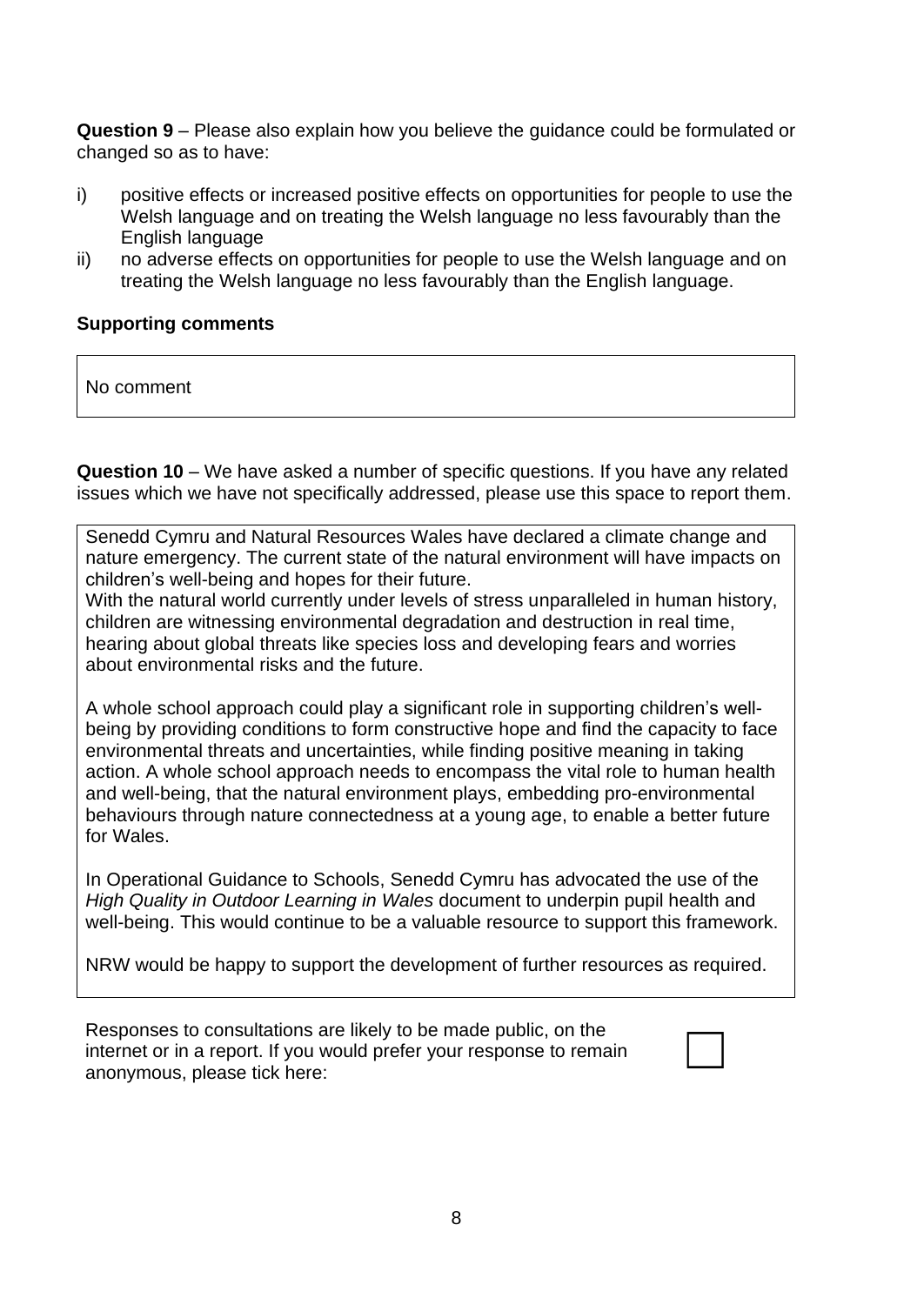**Question 9** – Please also explain how you believe the guidance could be formulated or changed so as to have:

i) positive effects or increased positive effects on opportunities for people to use the Welsh language and on treating the Welsh language no less favourably than the English language

ii) no adverse effects on opportunities for people to use the Welsh language and on treating the Welsh language no less favourably than the English language.

**Supporting comments**

No comment

**Question 10** – We have asked a number of specific questions. If you have any related issues which we have not specifically addressed, please use this space to report them.

Senedd Cymru and Natural Resources Wales have declared a climate change and nature emergency. The current state of the natural environment will have impacts on children's well-being and hopes for their future.
With the natural world currently under levels of stress unparalleled in human history, children are witnessing environmental degradation and destruction in real time, hearing about global threats like species loss and developing fears and worries about environmental risks and the future.

A whole school approach could play a significant role in supporting children's well-being by providing conditions to form constructive hope and find the capacity to face environmental threats and uncertainties, while finding positive meaning in taking action. A whole school approach needs to encompass the vital role to human health and well-being, that the natural environment plays, embedding pro-environmental behaviours through nature connectedness at a young age, to enable a better future for Wales.

In Operational Guidance to Schools, Senedd Cymru has advocated the use of the *High Quality in Outdoor Learning in Wales* document to underpin pupil health and well-being. This would continue to be a valuable resource to support this framework.

NRW would be happy to support the development of further resources as required.

Responses to consultations are likely to be made public, on the internet or in a report. If you would prefer your response to remain anonymous, please tick here: ☐